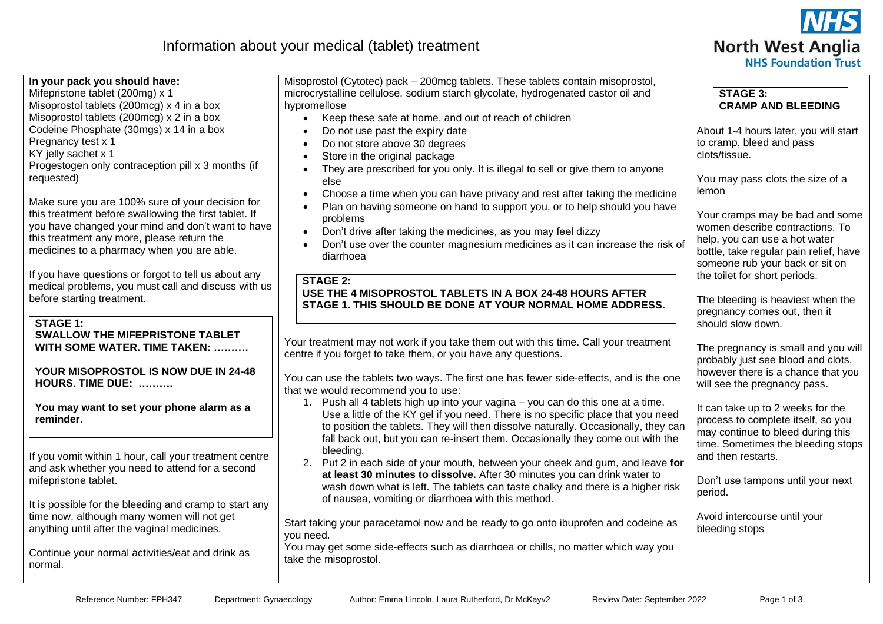# Information about your medical (tablet) treatment

**In your pack you should have:**
Mifepristone tablet (200mg) x 1
Misoprostol tablets (200mcg) x 4 in a box
Misoprostol tablets (200mcg) x 2 in a box
Codeine Phosphate (30mgs) x 14 in a box
Pregnancy test x 1
KY jelly sachet x 1
Progestogen only contraception pill x 3 months (if requested)

Make sure you are 100% sure of your decision for this treatment before swallowing the first tablet. If you have changed your mind and don't want to have this treatment any more, please return the medicines to a pharmacy when you are able.

If you have questions or forgot to tell us about any medical problems, you must call and discuss with us before starting treatment.

**STAGE 1:**
**SWALLOW THE MIFEPRISTONE TABLET WITH SOME WATER. TIME TAKEN: ……….**

**YOUR MISOPROSTOL IS NOW DUE IN 24-48 HOURS. TIME DUE: ……….**

**You may want to set your phone alarm as a reminder.**

If you vomit within 1 hour, call your treatment centre and ask whether you need to attend for a second mifepristone tablet.

It is possible for the bleeding and cramp to start any time now, although many women will not get anything until after the vaginal medicines.

Continue your normal activities/eat and drink as normal.

Misoprostol (Cytotec) pack – 200mcg tablets. These tablets contain misoprostol, microcrystalline cellulose, sodium starch glycolate, hydrogenated castor oil and hypromellose

- Keep these safe at home, and out of reach of children
- Do not use past the expiry date
- Do not store above 30 degrees
- Store in the original package
- They are prescribed for you only. It is illegal to sell or give them to anyone else
- Choose a time when you can have privacy and rest after taking the medicine
- Plan on having someone on hand to support you, or to help should you have problems
- Don't drive after taking the medicines, as you may feel dizzy
- Don't use over the counter magnesium medicines as it can increase the risk of diarrhoea

**STAGE 2:**
**USE THE 4 MISOPROSTOL TABLETS IN A BOX 24-48 HOURS AFTER STAGE 1. THIS SHOULD BE DONE AT YOUR NORMAL HOME ADDRESS.**

Your treatment may not work if you take them out with this time. Call your treatment centre if you forget to take them, or you have any questions.

You can use the tablets two ways. The first one has fewer side-effects, and is the one that we would recommend you to use:

1. Push all 4 tablets high up into your vagina – you can do this one at a time. Use a little of the KY gel if you need. There is no specific place that you need to position the tablets. They will then dissolve naturally. Occasionally, they can fall back out, but you can re-insert them. Occasionally they come out with the bleeding.
2. Put 2 in each side of your mouth, between your cheek and gum, and leave **for at least 30 minutes to dissolve.** After 30 minutes you can drink water to wash down what is left. The tablets can taste chalky and there is a higher risk of nausea, vomiting or diarrhoea with this method.

Start taking your paracetamol now and be ready to go onto ibuprofen and codeine as you need.
You may get some side-effects such as diarrhoea or chills, no matter which way you take the misoprostol.

**STAGE 3:**
**CRAMP AND BLEEDING**

About 1-4 hours later, you will start to cramp, bleed and pass clots/tissue.

You may pass clots the size of a lemon

Your cramps may be bad and some women describe contractions. To help, you can use a hot water bottle, take regular pain relief, have someone rub your back or sit on the toilet for short periods.

The bleeding is heaviest when the pregnancy comes out, then it should slow down.

The pregnancy is small and you will probably just see blood and clots, however there is a chance that you will see the pregnancy pass.

It can take up to 2 weeks for the process to complete itself, so you may continue to bleed during this time. Sometimes the bleeding stops and then restarts.

Don't use tampons until your next period.

Avoid intercourse until your bleeding stops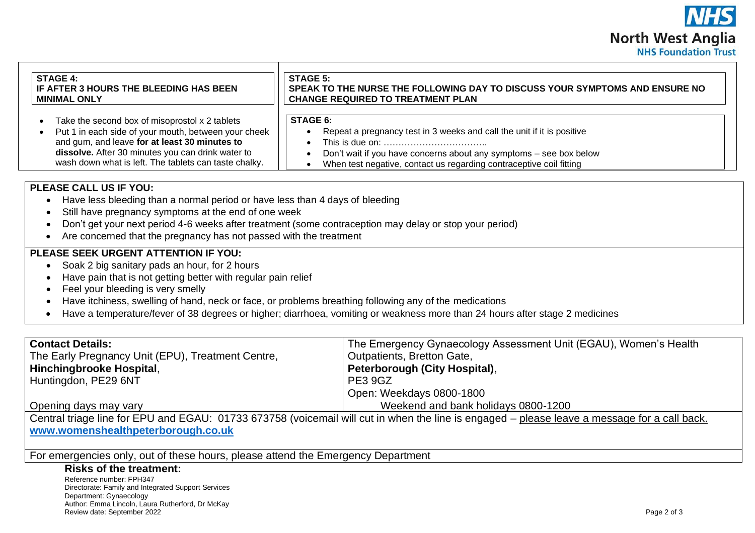**STAGE 4:**
**IF AFTER 3 HOURS THE BLEEDING HAS BEEN MINIMAL ONLY**

- Take the second box of misoprostol x 2 tablets
- Put 1 in each side of your mouth, between your cheek and gum, and leave **for at least 30 minutes to dissolve.** After 30 minutes you can drink water to wash down what is left. The tablets can taste chalky.

**STAGE 5:**
**SPEAK TO THE NURSE THE FOLLOWING DAY TO DISCUSS YOUR SYMPTOMS AND ENSURE NO CHANGE REQUIRED TO TREATMENT PLAN**

**STAGE 6:**

- Repeat a pregnancy test in 3 weeks and call the unit if it is positive
- This is due on: ……………………………..
- Don't wait if you have concerns about any symptoms – see box below
- When test negative, contact us regarding contraceptive coil fitting

**PLEASE CALL US IF YOU:**

- Have less bleeding than a normal period or have less than 4 days of bleeding
- Still have pregnancy symptoms at the end of one week
- Don't get your next period 4-6 weeks after treatment (some contraception may delay or stop your period)
- Are concerned that the pregnancy has not passed with the treatment

**PLEASE SEEK URGENT ATTENTION IF YOU:**

- Soak 2 big sanitary pads an hour, for 2 hours
- Have pain that is not getting better with regular pain relief
- Feel your bleeding is very smelly
- Have itchiness, swelling of hand, neck or face, or problems breathing following any of the medications
- Have a temperature/fever of 38 degrees or higher; diarrhoea, vomiting or weakness more than 24 hours after stage 2 medicines

| **Contact Details:**<br>The Early Pregnancy Unit (EPU), Treatment Centre,<br>**Hinchingbrooke Hospital**,<br>Huntingdon, PE29 6NT<br><br>Opening days may vary | The Emergency Gynaecology Assessment Unit (EGAU), Women's Health Outpatients, Bretton Gate,<br>**Peterborough (City Hospital)**,<br>PE3 9GZ<br>Open: Weekdays 0800-1800<br>Weekend and bank holidays 0800-1200 |
|---|---|
| Central triage line for EPU and EGAU: 01733 673758 (voicemail will cut in when the line is engaged – please leave a message for a call back.<br>**www.womenshealthpeterborough.co.uk** | |
| For emergencies only, out of these hours, please attend the Emergency Department | |

**Risks of the treatment:**

Reference number: FPH347
Directorate: Family and Integrated Support Services
Department: Gynaecology
Author: Emma Lincoln, Laura Rutherford, Dr McKay
Review date: September 2022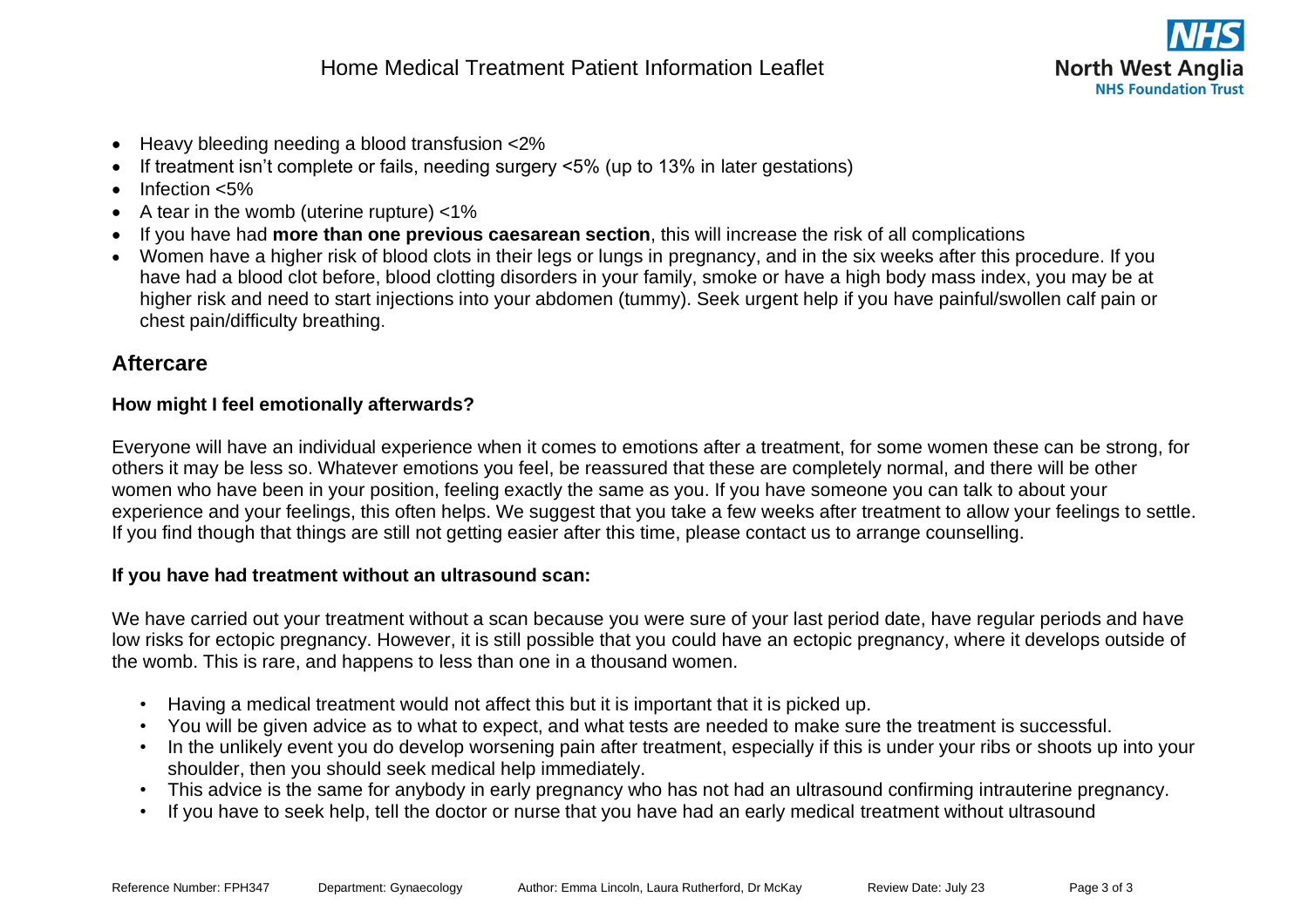- Heavy bleeding needing a blood transfusion <2%
- If treatment isn't complete or fails, needing surgery <5% (up to 13% in later gestations)
- Infection <5%
- A tear in the womb (uterine rupture) <1%
- If you have had **more than one previous caesarean section**, this will increase the risk of all complications
- Women have a higher risk of blood clots in their legs or lungs in pregnancy, and in the six weeks after this procedure. If you have had a blood clot before, blood clotting disorders in your family, smoke or have a high body mass index, you may be at higher risk and need to start injections into your abdomen (tummy). Seek urgent help if you have painful/swollen calf pain or chest pain/difficulty breathing.

## Aftercare

### How might I feel emotionally afterwards?

Everyone will have an individual experience when it comes to emotions after a treatment, for some women these can be strong, for others it may be less so. Whatever emotions you feel, be reassured that these are completely normal, and there will be other women who have been in your position, feeling exactly the same as you. If you have someone you can talk to about your experience and your feelings, this often helps. We suggest that you take a few weeks after treatment to allow your feelings to settle. If you find though that things are still not getting easier after this time, please contact us to arrange counselling.

### If you have had treatment without an ultrasound scan:

We have carried out your treatment without a scan because you were sure of your last period date, have regular periods and have low risks for ectopic pregnancy. However, it is still possible that you could have an ectopic pregnancy, where it develops outside of the womb. This is rare, and happens to less than one in a thousand women.

- Having a medical treatment would not affect this but it is important that it is picked up.
- You will be given advice as to what to expect, and what tests are needed to make sure the treatment is successful.
- In the unlikely event you do develop worsening pain after treatment, especially if this is under your ribs or shoots up into your shoulder, then you should seek medical help immediately.
- This advice is the same for anybody in early pregnancy who has not had an ultrasound confirming intrauterine pregnancy.
- If you have to seek help, tell the doctor or nurse that you have had an early medical treatment without ultrasound